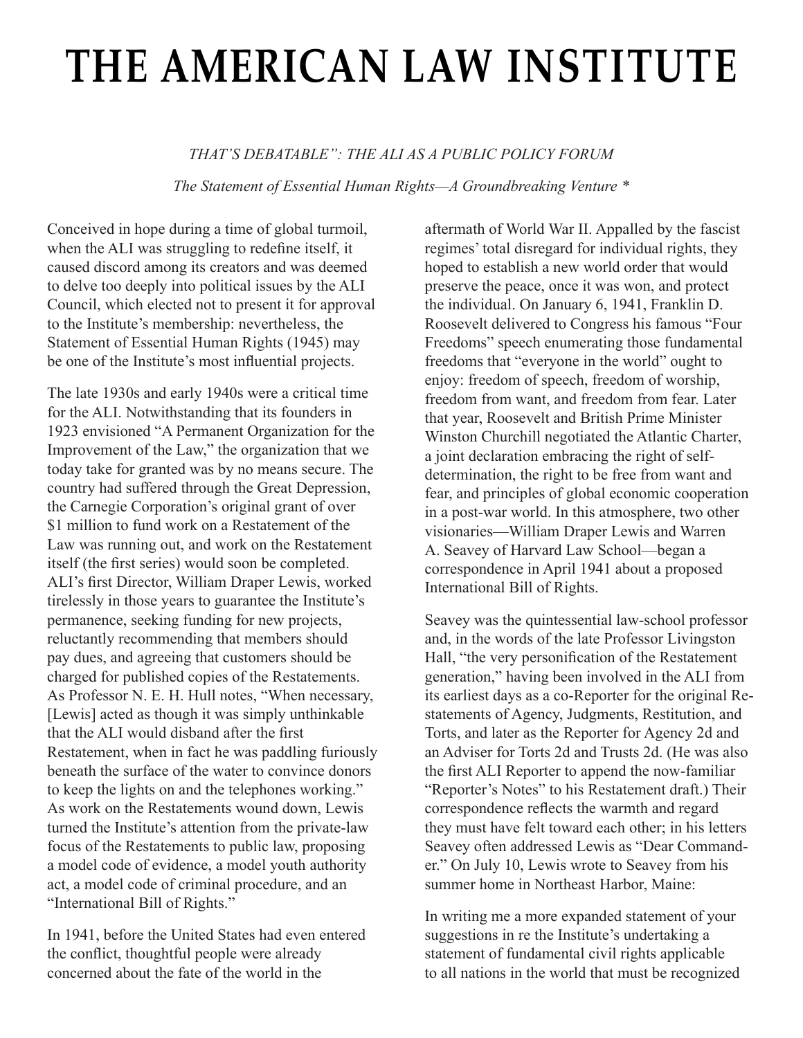# THE AMERICAN LAW INSTITUTE

*THAT'S DEBATABLE": THE ALI AS A PUBLIC POLICY FORUM*

*The Statement of Essential Human Rights—A Groundbreaking Venture **

Conceived in hope during a time of global turmoil, when the ALI was struggling to redefine itself, it caused discord among its creators and was deemed to delve too deeply into political issues by the ALI Council, which elected not to present it for approval to the Institute's membership: nevertheless, the Statement of Essential Human Rights (1945) may be one of the Institute's most influential projects.

The late 1930s and early 1940s were a critical time for the ALI. Notwithstanding that its founders in 1923 envisioned "A Permanent Organization for the Improvement of the Law," the organization that we today take for granted was by no means secure. The country had suffered through the Great Depression, the Carnegie Corporation's original grant of over $1 million to fund work on a Restatement of the Law was running out, and work on the Restatement itself (the first series) would soon be completed. ALI's first Director, William Draper Lewis, worked tirelessly in those years to guarantee the Institute's permanence, seeking funding for new projects, reluctantly recommending that members should pay dues, and agreeing that customers should be charged for published copies of the Restatements. As Professor N. E. H. Hull notes, "When necessary, [Lewis] acted as though it was simply unthinkable that the ALI would disband after the first Restatement, when in fact he was paddling furiously beneath the surface of the water to convince donors to keep the lights on and the telephones working." As work on the Restatements wound down, Lewis turned the Institute's attention from the private-law focus of the Restatements to public law, proposing a model code of evidence, a model youth authority act, a model code of criminal procedure, and an "International Bill of Rights."

In 1941, before the United States had even entered the conflict, thoughtful people were already concerned about the fate of the world in the aftermath of World War II. Appalled by the fascist regimes' total disregard for individual rights, they hoped to establish a new world order that would preserve the peace, once it was won, and protect the individual. On January 6, 1941, Franklin D. Roosevelt delivered to Congress his famous "Four Freedoms" speech enumerating those fundamental freedoms that "everyone in the world" ought to enjoy: freedom of speech, freedom of worship, freedom from want, and freedom from fear. Later that year, Roosevelt and British Prime Minister Winston Churchill negotiated the Atlantic Charter, a joint declaration embracing the right of self-determination, the right to be free from want and fear, and principles of global economic cooperation in a post-war world. In this atmosphere, two other visionaries—William Draper Lewis and Warren A. Seavey of Harvard Law School—began a correspondence in April 1941 about a proposed International Bill of Rights.

Seavey was the quintessential law-school professor and, in the words of the late Professor Livingston Hall, "the very personification of the Restatement generation," having been involved in the ALI from its earliest days as a co-Reporter for the original Restatements of Agency, Judgments, Restitution, and Torts, and later as the Reporter for Agency 2d and an Adviser for Torts 2d and Trusts 2d. (He was also the first ALI Reporter to append the now-familiar "Reporter's Notes" to his Restatement draft.) Their correspondence reflects the warmth and regard they must have felt toward each other; in his letters Seavey often addressed Lewis as "Dear Commander." On July 10, Lewis wrote to Seavey from his summer home in Northeast Harbor, Maine:

In writing me a more expanded statement of your suggestions in re the Institute's undertaking a statement of fundamental civil rights applicable to all nations in the world that must be recognized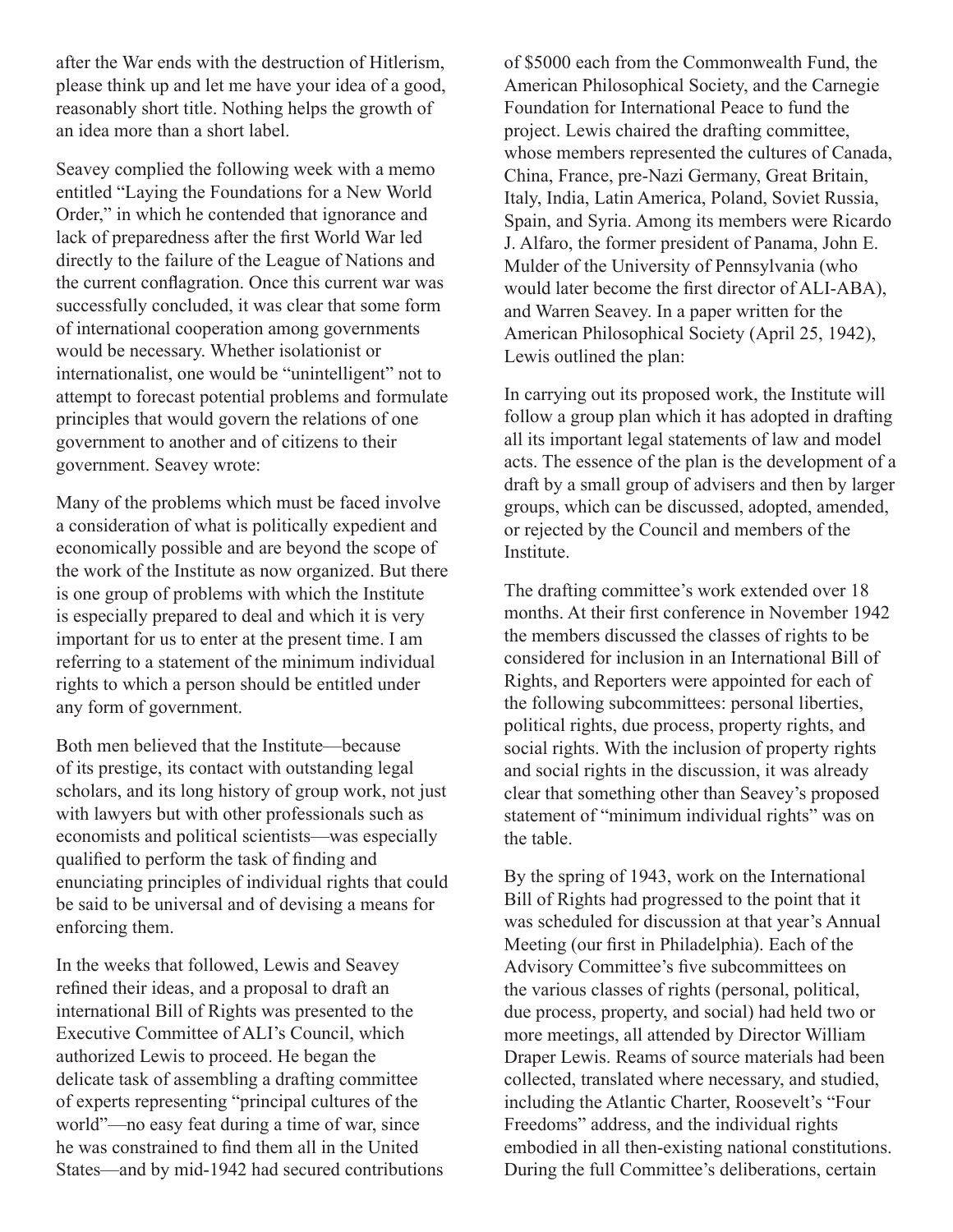after the War ends with the destruction of Hitlerism, please think up and let me have your idea of a good, reasonably short title. Nothing helps the growth of an idea more than a short label.

Seavey complied the following week with a memo entitled "Laying the Foundations for a New World Order," in which he contended that ignorance and lack of preparedness after the first World War led directly to the failure of the League of Nations and the current conflagration. Once this current war was successfully concluded, it was clear that some form of international cooperation among governments would be necessary. Whether isolationist or internationalist, one would be "unintelligent" not to attempt to forecast potential problems and formulate principles that would govern the relations of one government to another and of citizens to their government. Seavey wrote:

Many of the problems which must be faced involve a consideration of what is politically expedient and economically possible and are beyond the scope of the work of the Institute as now organized. But there is one group of problems with which the Institute is especially prepared to deal and which it is very important for us to enter at the present time. I am referring to a statement of the minimum individual rights to which a person should be entitled under any form of government.

Both men believed that the Institute—because of its prestige, its contact with outstanding legal scholars, and its long history of group work, not just with lawyers but with other professionals such as economists and political scientists—was especially qualified to perform the task of finding and enunciating principles of individual rights that could be said to be universal and of devising a means for enforcing them.

In the weeks that followed, Lewis and Seavey refined their ideas, and a proposal to draft an international Bill of Rights was presented to the Executive Committee of ALI's Council, which authorized Lewis to proceed. He began the delicate task of assembling a drafting committee of experts representing "principal cultures of the world"—no easy feat during a time of war, since he was constrained to find them all in the United States—and by mid-1942 had secured contributions of $5000 each from the Commonwealth Fund, the American Philosophical Society, and the Carnegie Foundation for International Peace to fund the project. Lewis chaired the drafting committee, whose members represented the cultures of Canada, China, France, pre-Nazi Germany, Great Britain, Italy, India, Latin America, Poland, Soviet Russia, Spain, and Syria. Among its members were Ricardo J. Alfaro, the former president of Panama, John E. Mulder of the University of Pennsylvania (who would later become the first director of ALI-ABA), and Warren Seavey. In a paper written for the American Philosophical Society (April 25, 1942), Lewis outlined the plan:

In carrying out its proposed work, the Institute will follow a group plan which it has adopted in drafting all its important legal statements of law and model acts. The essence of the plan is the development of a draft by a small group of advisers and then by larger groups, which can be discussed, adopted, amended, or rejected by the Council and members of the Institute.

The drafting committee's work extended over 18 months. At their first conference in November 1942 the members discussed the classes of rights to be considered for inclusion in an International Bill of Rights, and Reporters were appointed for each of the following subcommittees: personal liberties, political rights, due process, property rights, and social rights. With the inclusion of property rights and social rights in the discussion, it was already clear that something other than Seavey's proposed statement of "minimum individual rights" was on the table.

By the spring of 1943, work on the International Bill of Rights had progressed to the point that it was scheduled for discussion at that year's Annual Meeting (our first in Philadelphia). Each of the Advisory Committee's five subcommittees on the various classes of rights (personal, political, due process, property, and social) had held two or more meetings, all attended by Director William Draper Lewis. Reams of source materials had been collected, translated where necessary, and studied, including the Atlantic Charter, Roosevelt's "Four Freedoms" address, and the individual rights embodied in all then-existing national constitutions. During the full Committee's deliberations, certain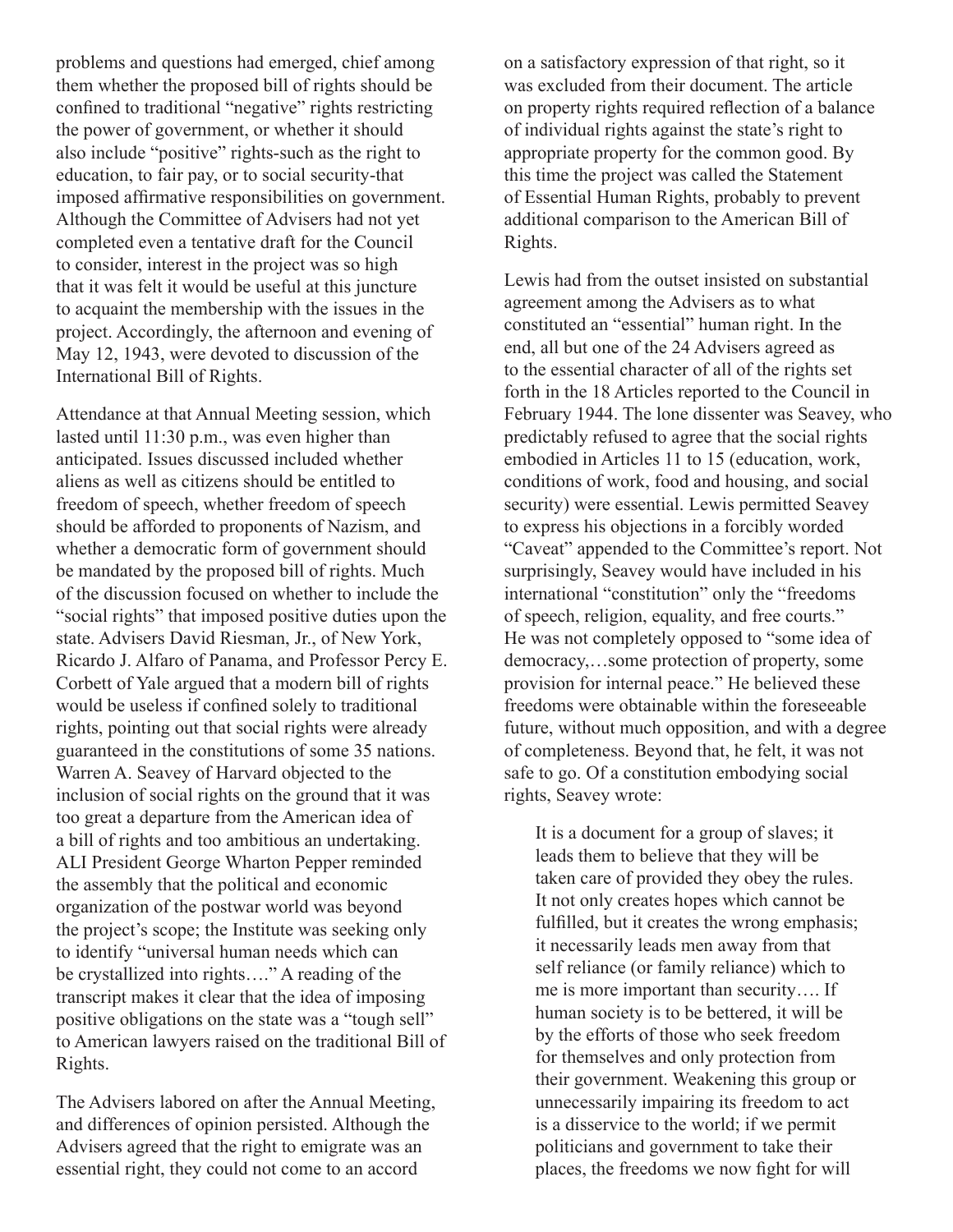problems and questions had emerged, chief among them whether the proposed bill of rights should be confined to traditional "negative" rights restricting the power of government, or whether it should also include "positive" rights-such as the right to education, to fair pay, or to social security-that imposed affirmative responsibilities on government. Although the Committee of Advisers had not yet completed even a tentative draft for the Council to consider, interest in the project was so high that it was felt it would be useful at this juncture to acquaint the membership with the issues in the project. Accordingly, the afternoon and evening of May 12, 1943, were devoted to discussion of the International Bill of Rights.

Attendance at that Annual Meeting session, which lasted until 11:30 p.m., was even higher than anticipated. Issues discussed included whether aliens as well as citizens should be entitled to freedom of speech, whether freedom of speech should be afforded to proponents of Nazism, and whether a democratic form of government should be mandated by the proposed bill of rights. Much of the discussion focused on whether to include the "social rights" that imposed positive duties upon the state. Advisers David Riesman, Jr., of New York, Ricardo J. Alfaro of Panama, and Professor Percy E. Corbett of Yale argued that a modern bill of rights would be useless if confined solely to traditional rights, pointing out that social rights were already guaranteed in the constitutions of some 35 nations. Warren A. Seavey of Harvard objected to the inclusion of social rights on the ground that it was too great a departure from the American idea of a bill of rights and too ambitious an undertaking. ALI President George Wharton Pepper reminded the assembly that the political and economic organization of the postwar world was beyond the project's scope; the Institute was seeking only to identify "universal human needs which can be crystallized into rights…." A reading of the transcript makes it clear that the idea of imposing positive obligations on the state was a "tough sell" to American lawyers raised on the traditional Bill of Rights.

The Advisers labored on after the Annual Meeting, and differences of opinion persisted. Although the Advisers agreed that the right to emigrate was an essential right, they could not come to an accord on a satisfactory expression of that right, so it was excluded from their document. The article on property rights required reflection of a balance of individual rights against the state's right to appropriate property for the common good. By this time the project was called the Statement of Essential Human Rights, probably to prevent additional comparison to the American Bill of Rights.

Lewis had from the outset insisted on substantial agreement among the Advisers as to what constituted an "essential" human right. In the end, all but one of the 24 Advisers agreed as to the essential character of all of the rights set forth in the 18 Articles reported to the Council in February 1944. The lone dissenter was Seavey, who predictably refused to agree that the social rights embodied in Articles 11 to 15 (education, work, conditions of work, food and housing, and social security) were essential. Lewis permitted Seavey to express his objections in a forcibly worded "Caveat" appended to the Committee's report. Not surprisingly, Seavey would have included in his international "constitution" only the "freedoms of speech, religion, equality, and free courts." He was not completely opposed to "some idea of democracy,…some protection of property, some provision for internal peace." He believed these freedoms were obtainable within the foreseeable future, without much opposition, and with a degree of completeness. Beyond that, he felt, it was not safe to go. Of a constitution embodying social rights, Seavey wrote:

> It is a document for a group of slaves; it leads them to believe that they will be taken care of provided they obey the rules. It not only creates hopes which cannot be fulfilled, but it creates the wrong emphasis; it necessarily leads men away from that self reliance (or family reliance) which to me is more important than security…. If human society is to be bettered, it will be by the efforts of those who seek freedom for themselves and only protection from their government. Weakening this group or unnecessarily impairing its freedom to act is a disservice to the world; if we permit politicians and government to take their places, the freedoms we now fight for will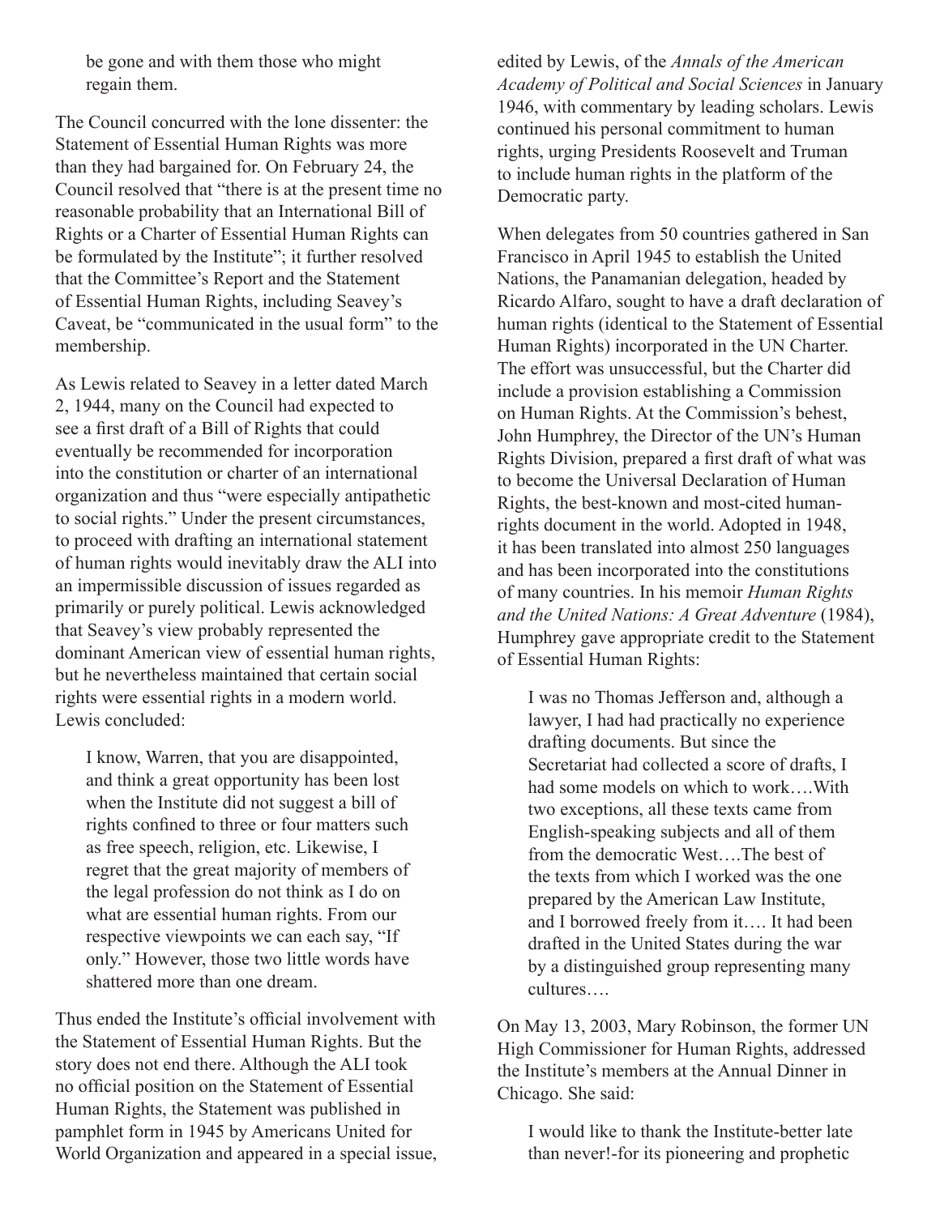> be gone and with them those who might regain them.

The Council concurred with the lone dissenter: the Statement of Essential Human Rights was more than they had bargained for. On February 24, the Council resolved that "there is at the present time no reasonable probability that an International Bill of Rights or a Charter of Essential Human Rights can be formulated by the Institute"; it further resolved that the Committee's Report and the Statement of Essential Human Rights, including Seavey's Caveat, be "communicated in the usual form" to the membership.

As Lewis related to Seavey in a letter dated March 2, 1944, many on the Council had expected to see a first draft of a Bill of Rights that could eventually be recommended for incorporation into the constitution or charter of an international organization and thus "were especially antipathetic to social rights." Under the present circumstances, to proceed with drafting an international statement of human rights would inevitably draw the ALI into an impermissible discussion of issues regarded as primarily or purely political. Lewis acknowledged that Seavey's view probably represented the dominant American view of essential human rights, but he nevertheless maintained that certain social rights were essential rights in a modern world. Lewis concluded:

> I know, Warren, that you are disappointed, and think a great opportunity has been lost when the Institute did not suggest a bill of rights confined to three or four matters such as free speech, religion, etc. Likewise, I regret that the great majority of members of the legal profession do not think as I do on what are essential human rights. From our respective viewpoints we can each say, "If only." However, those two little words have shattered more than one dream.

Thus ended the Institute's official involvement with the Statement of Essential Human Rights. But the story does not end there. Although the ALI took no official position on the Statement of Essential Human Rights, the Statement was published in pamphlet form in 1945 by Americans United for World Organization and appeared in a special issue, edited by Lewis, of the *Annals of the American Academy of Political and Social Sciences* in January 1946, with commentary by leading scholars. Lewis continued his personal commitment to human rights, urging Presidents Roosevelt and Truman to include human rights in the platform of the Democratic party.

When delegates from 50 countries gathered in San Francisco in April 1945 to establish the United Nations, the Panamanian delegation, headed by Ricardo Alfaro, sought to have a draft declaration of human rights (identical to the Statement of Essential Human Rights) incorporated in the UN Charter. The effort was unsuccessful, but the Charter did include a provision establishing a Commission on Human Rights. At the Commission's behest, John Humphrey, the Director of the UN's Human Rights Division, prepared a first draft of what was to become the Universal Declaration of Human Rights, the best-known and most-cited human-rights document in the world. Adopted in 1948, it has been translated into almost 250 languages and has been incorporated into the constitutions of many countries. In his memoir *Human Rights and the United Nations: A Great Adventure* (1984), Humphrey gave appropriate credit to the Statement of Essential Human Rights:

> I was no Thomas Jefferson and, although a lawyer, I had had practically no experience drafting documents. But since the Secretariat had collected a score of drafts, I had some models on which to work….With two exceptions, all these texts came from English-speaking subjects and all of them from the democratic West….The best of the texts from which I worked was the one prepared by the American Law Institute, and I borrowed freely from it…. It had been drafted in the United States during the war by a distinguished group representing many cultures….

On May 13, 2003, Mary Robinson, the former UN High Commissioner for Human Rights, addressed the Institute's members at the Annual Dinner in Chicago. She said:

> I would like to thank the Institute-better late than never!-for its pioneering and prophetic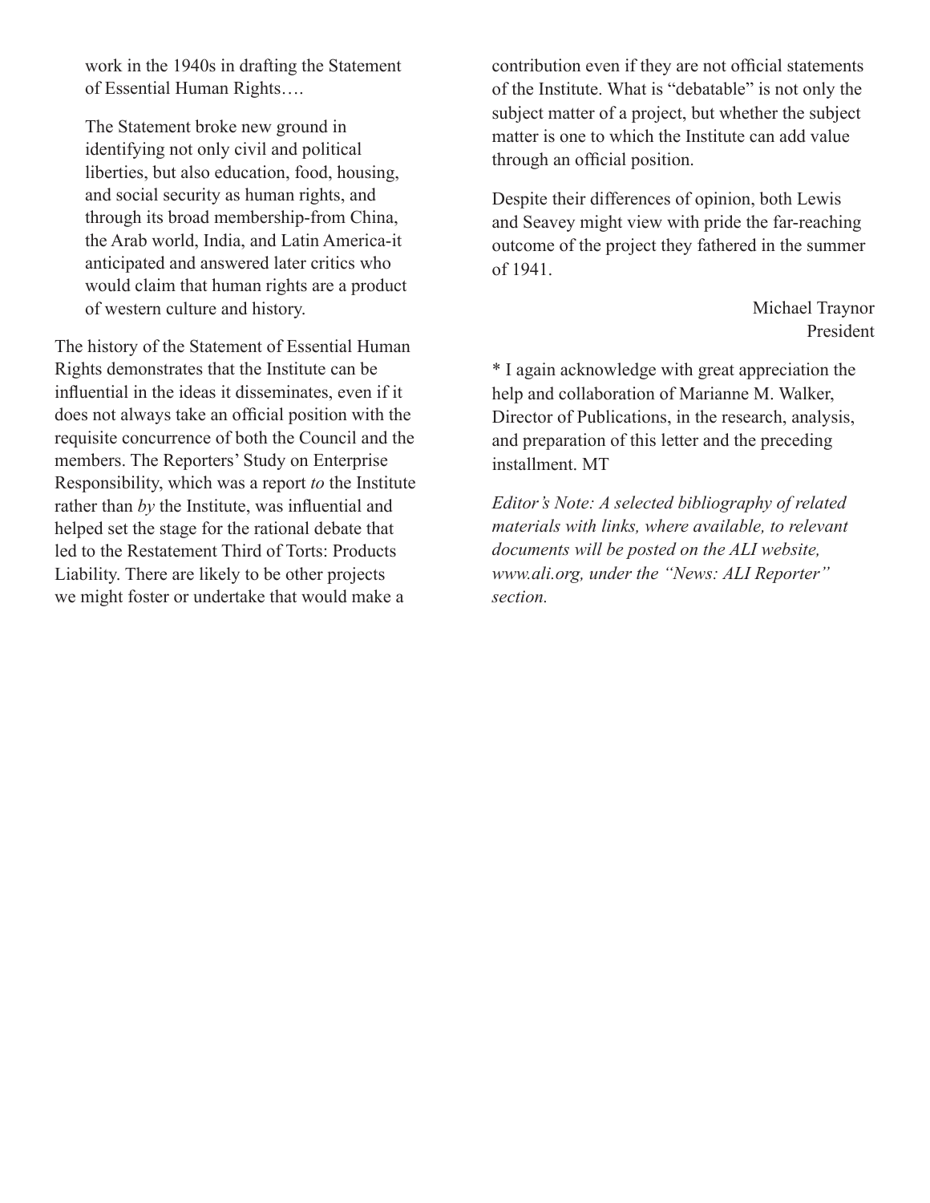> work in the 1940s in drafting the Statement of Essential Human Rights….
>
> The Statement broke new ground in identifying not only civil and political liberties, but also education, food, housing, and social security as human rights, and through its broad membership-from China, the Arab world, India, and Latin America-it anticipated and answered later critics who would claim that human rights are a product of western culture and history.

The history of the Statement of Essential Human Rights demonstrates that the Institute can be influential in the ideas it disseminates, even if it does not always take an official position with the requisite concurrence of both the Council and the members. The Reporters' Study on Enterprise Responsibility, which was a report *to* the Institute rather than *by* the Institute, was influential and helped set the stage for the rational debate that led to the Restatement Third of Torts: Products Liability. There are likely to be other projects we might foster or undertake that would make a contribution even if they are not official statements of the Institute. What is "debatable" is not only the subject matter of a project, but whether the subject matter is one to which the Institute can add value through an official position.

Despite their differences of opinion, both Lewis and Seavey might view with pride the far-reaching outcome of the project they fathered in the summer of 1941.

Michael Traynor
President

* I again acknowledge with great appreciation the help and collaboration of Marianne M. Walker, Director of Publications, in the research, analysis, and preparation of this letter and the preceding installment. MT

*Editor's Note: A selected bibliography of related materials with links, where available, to relevant documents will be posted on the ALI website, www.ali.org, under the "News: ALI Reporter" section.*